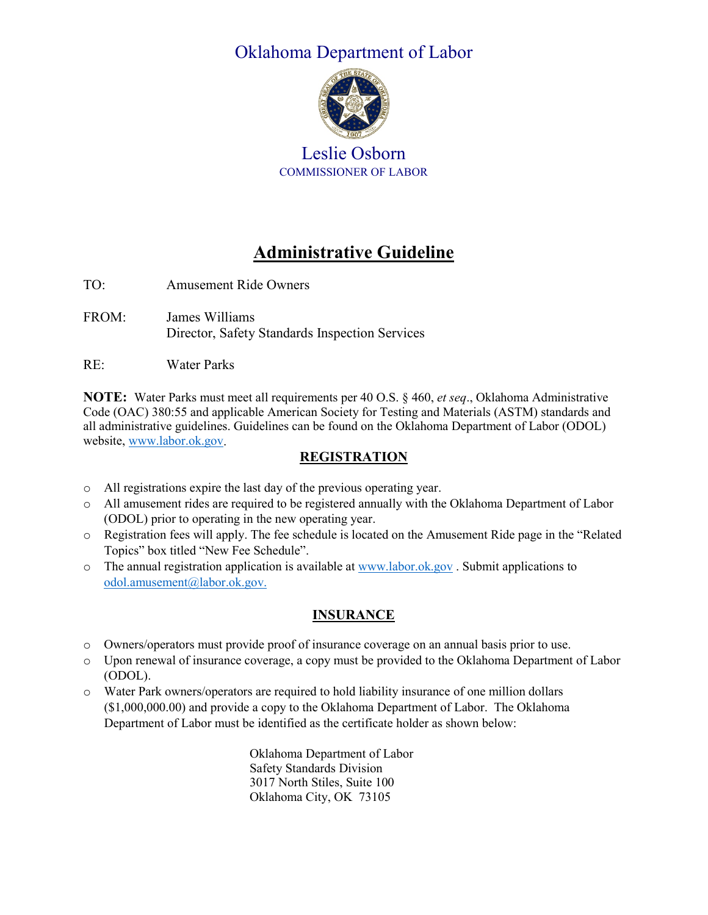# Oklahoma Department of Labor

Leslie Osborn
COMMISSIONER OF LABOR

## Administrative Guideline

TO: Amusement Ride Owners

FROM: James Williams
Director, Safety Standards Inspection Services

RE: Water Parks

**NOTE:** Water Parks must meet all requirements per 40 O.S. § 460, *et seq*., Oklahoma Administrative Code (OAC) 380:55 and applicable American Society for Testing and Materials (ASTM) standards and all administrative guidelines. Guidelines can be found on the Oklahoma Department of Labor (ODOL) website, [www.labor.ok.gov](http://www.labor.ok.gov).

### REGISTRATION

- All registrations expire the last day of the previous operating year.
- All amusement rides are required to be registered annually with the Oklahoma Department of Labor (ODOL) prior to operating in the new operating year.
- Registration fees will apply. The fee schedule is located on the Amusement Ride page in the "Related Topics" box titled "New Fee Schedule".
- The annual registration application is available at [www.labor.ok.gov](http://www.labor.ok.gov) . Submit applications to [odol.amusement@labor.ok.gov.](mailto:odol.amusement@labor.ok.gov)

### INSURANCE

- Owners/operators must provide proof of insurance coverage on an annual basis prior to use.
- Upon renewal of insurance coverage, a copy must be provided to the Oklahoma Department of Labor (ODOL).
- Water Park owners/operators are required to hold liability insurance of one million dollars ($1,000,000.00) and provide a copy to the Oklahoma Department of Labor. The Oklahoma Department of Labor must be identified as the certificate holder as shown below:

  Oklahoma Department of Labor
  Safety Standards Division
  3017 North Stiles, Suite 100
  Oklahoma City, OK 73105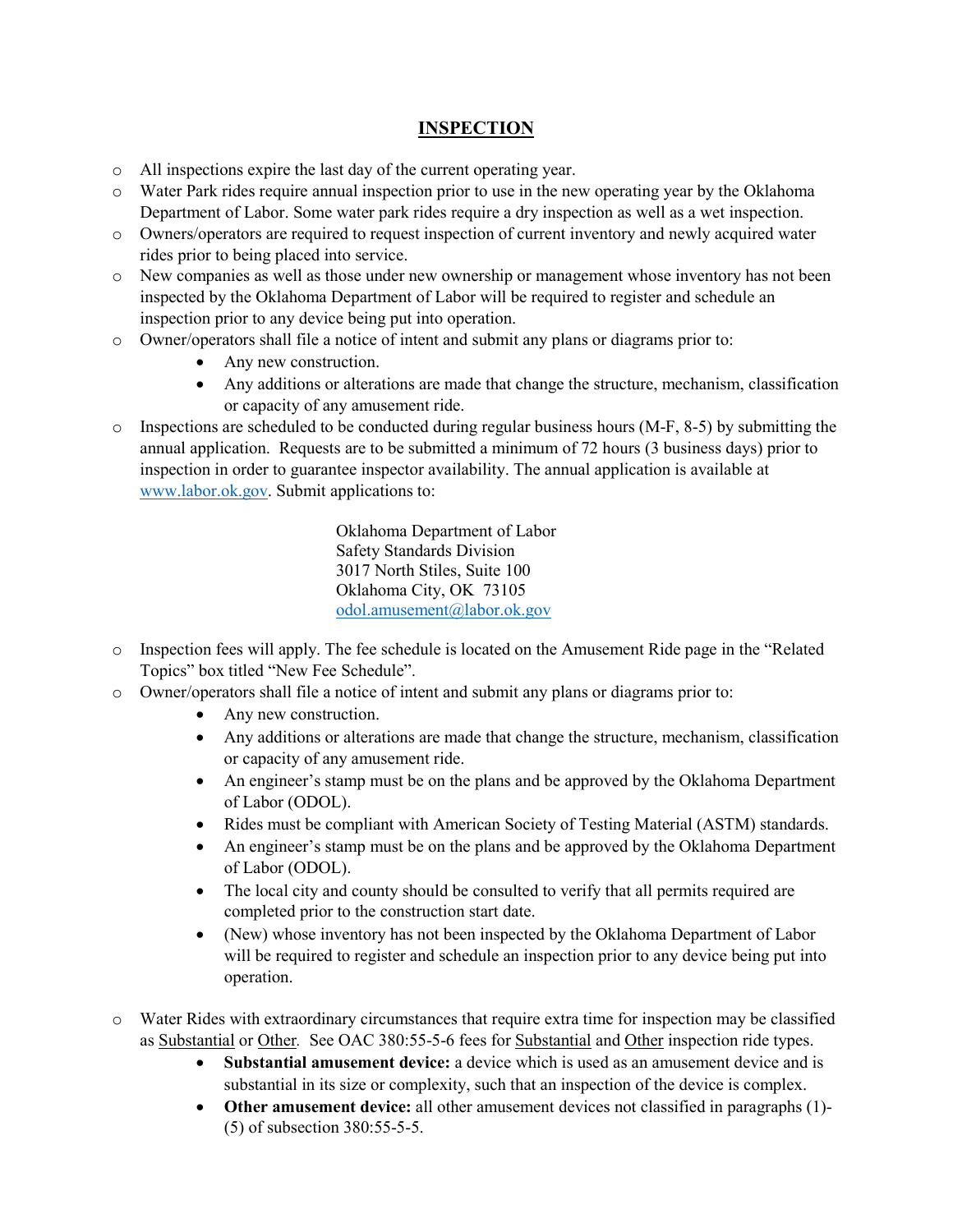## INSPECTION

- All inspections expire the last day of the current operating year.
- Water Park rides require annual inspection prior to use in the new operating year by the Oklahoma Department of Labor. Some water park rides require a dry inspection as well as a wet inspection.
- Owners/operators are required to request inspection of current inventory and newly acquired water rides prior to being placed into service.
- New companies as well as those under new ownership or management whose inventory has not been inspected by the Oklahoma Department of Labor will be required to register and schedule an inspection prior to any device being put into operation.
- Owner/operators shall file a notice of intent and submit any plans or diagrams prior to:
  - Any new construction.
  - Any additions or alterations are made that change the structure, mechanism, classification or capacity of any amusement ride.
- Inspections are scheduled to be conducted during regular business hours (M-F, 8-5) by submitting the annual application. Requests are to be submitted a minimum of 72 hours (3 business days) prior to inspection in order to guarantee inspector availability. The annual application is available at www.labor.ok.gov. Submit applications to:

  Oklahoma Department of Labor
  Safety Standards Division
  3017 North Stiles, Suite 100
  Oklahoma City, OK 73105
  odol.amusement@labor.ok.gov

- Inspection fees will apply. The fee schedule is located on the Amusement Ride page in the "Related Topics" box titled "New Fee Schedule".
- Owner/operators shall file a notice of intent and submit any plans or diagrams prior to:
  - Any new construction.
  - Any additions or alterations are made that change the structure, mechanism, classification or capacity of any amusement ride.
  - An engineer's stamp must be on the plans and be approved by the Oklahoma Department of Labor (ODOL).
  - Rides must be compliant with American Society of Testing Material (ASTM) standards.
  - An engineer's stamp must be on the plans and be approved by the Oklahoma Department of Labor (ODOL).
  - The local city and county should be consulted to verify that all permits required are completed prior to the construction start date.
  - (New) whose inventory has not been inspected by the Oklahoma Department of Labor will be required to register and schedule an inspection prior to any device being put into operation.
- Water Rides with extraordinary circumstances that require extra time for inspection may be classified as Substantial or Other. See OAC 380:55-5-6 fees for Substantial and Other inspection ride types.
  - **Substantial amusement device:** a device which is used as an amusement device and is substantial in its size or complexity, such that an inspection of the device is complex.
  - **Other amusement device:** all other amusement devices not classified in paragraphs (1)-(5) of subsection 380:55-5-5.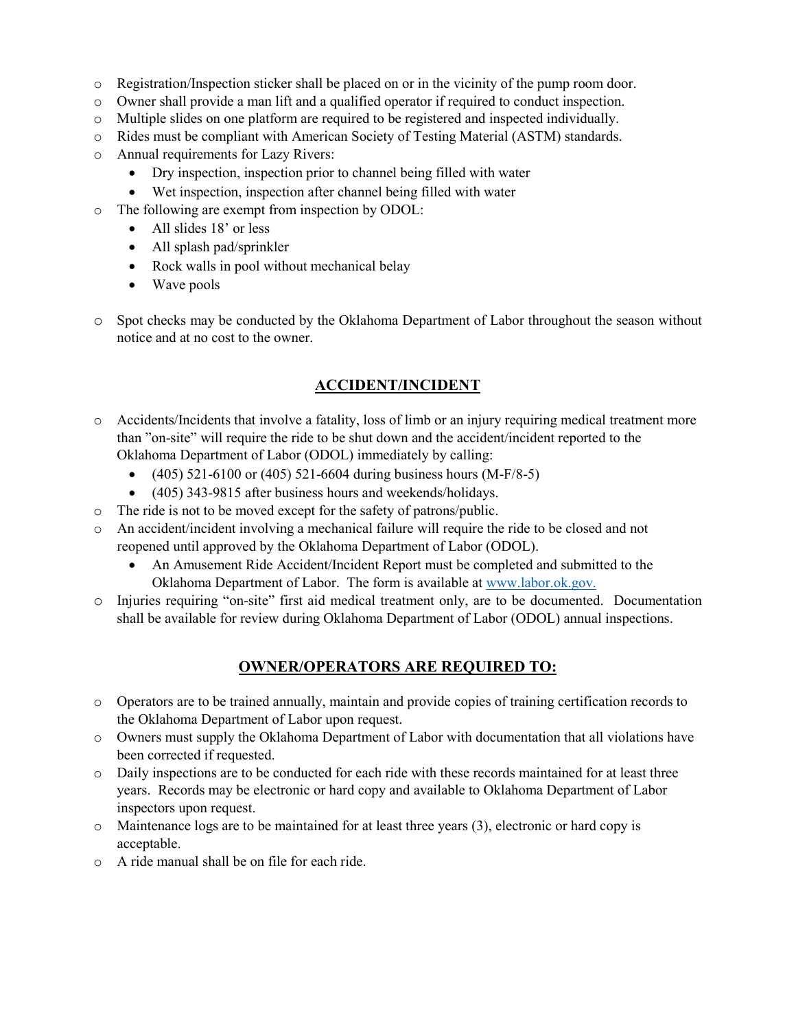- Registration/Inspection sticker shall be placed on or in the vicinity of the pump room door.
- Owner shall provide a man lift and a qualified operator if required to conduct inspection.
- Multiple slides on one platform are required to be registered and inspected individually.
- Rides must be compliant with American Society of Testing Material (ASTM) standards.
- Annual requirements for Lazy Rivers:
  - Dry inspection, inspection prior to channel being filled with water
  - Wet inspection, inspection after channel being filled with water
- The following are exempt from inspection by ODOL:
  - All slides 18' or less
  - All splash pad/sprinkler
  - Rock walls in pool without mechanical belay
  - Wave pools
- Spot checks may be conducted by the Oklahoma Department of Labor throughout the season without notice and at no cost to the owner.

## ACCIDENT/INCIDENT

- Accidents/Incidents that involve a fatality, loss of limb or an injury requiring medical treatment more than "on-site" will require the ride to be shut down and the accident/incident reported to the Oklahoma Department of Labor (ODOL) immediately by calling:
  - (405) 521-6100 or (405) 521-6604 during business hours (M-F/8-5)
  - (405) 343-9815 after business hours and weekends/holidays.
- The ride is not to be moved except for the safety of patrons/public.
- An accident/incident involving a mechanical failure will require the ride to be closed and not reopened until approved by the Oklahoma Department of Labor (ODOL).
  - An Amusement Ride Accident/Incident Report must be completed and submitted to the Oklahoma Department of Labor. The form is available at [www.labor.ok.gov.](http://www.labor.ok.gov)
- Injuries requiring "on-site" first aid medical treatment only, are to be documented. Documentation shall be available for review during Oklahoma Department of Labor (ODOL) annual inspections.

## OWNER/OPERATORS ARE REQUIRED TO:

- Operators are to be trained annually, maintain and provide copies of training certification records to the Oklahoma Department of Labor upon request.
- Owners must supply the Oklahoma Department of Labor with documentation that all violations have been corrected if requested.
- Daily inspections are to be conducted for each ride with these records maintained for at least three years. Records may be electronic or hard copy and available to Oklahoma Department of Labor inspectors upon request.
- Maintenance logs are to be maintained for at least three years (3), electronic or hard copy is acceptable.
- A ride manual shall be on file for each ride.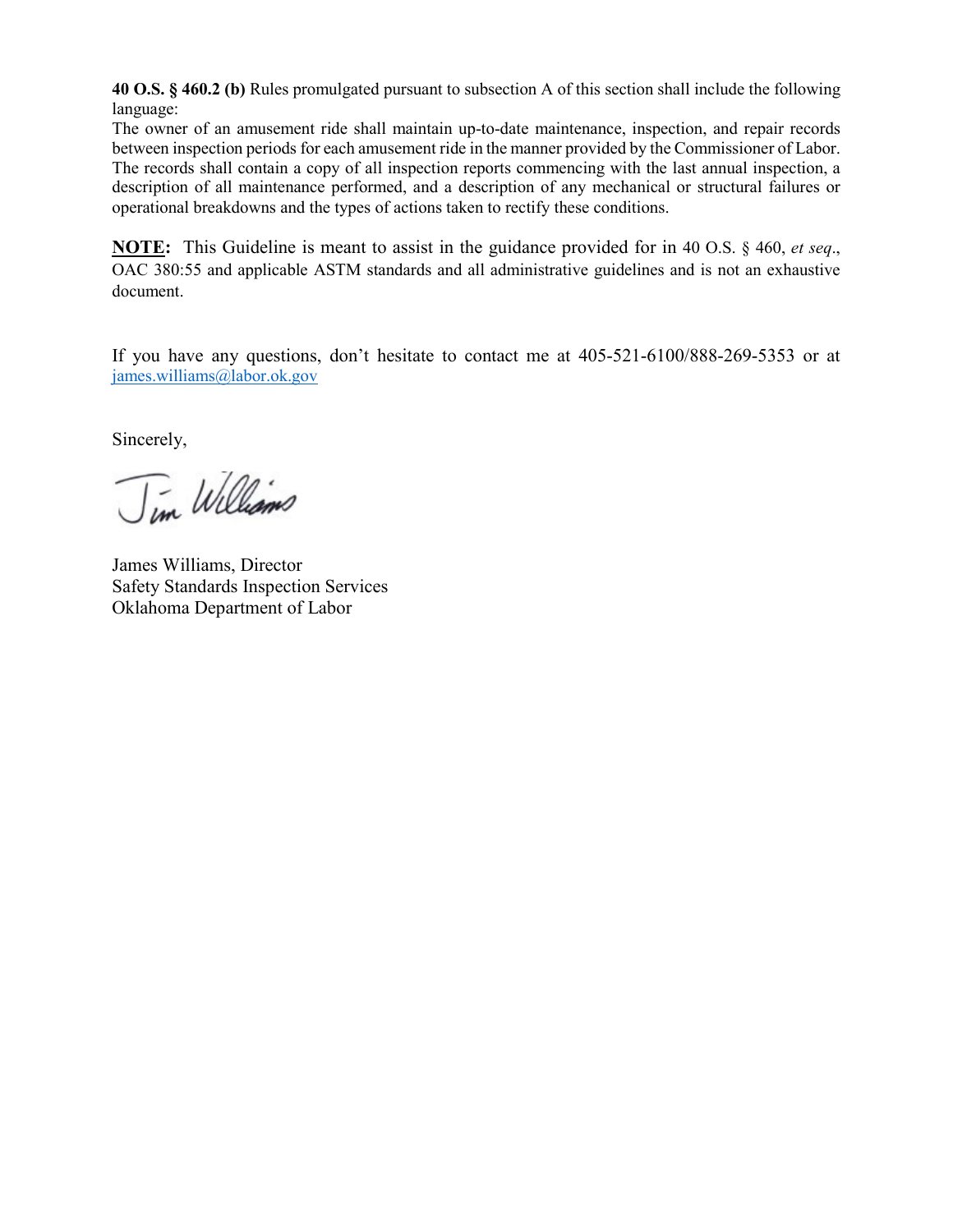**40 O.S. § 460.2 (b)** Rules promulgated pursuant to subsection A of this section shall include the following language:
The owner of an amusement ride shall maintain up-to-date maintenance, inspection, and repair records between inspection periods for each amusement ride in the manner provided by the Commissioner of Labor. The records shall contain a copy of all inspection reports commencing with the last annual inspection, a description of all maintenance performed, and a description of any mechanical or structural failures or operational breakdowns and the types of actions taken to rectify these conditions.

**NOTE:** This Guideline is meant to assist in the guidance provided for in 40 O.S. § 460, *et seq*., OAC 380:55 and applicable ASTM standards and all administrative guidelines and is not an exhaustive document.

If you have any questions, don't hesitate to contact me at 405-521-6100/888-269-5353 or at james.williams@labor.ok.gov

Sincerely,

Jim Williams

James Williams, Director
Safety Standards Inspection Services
Oklahoma Department of Labor